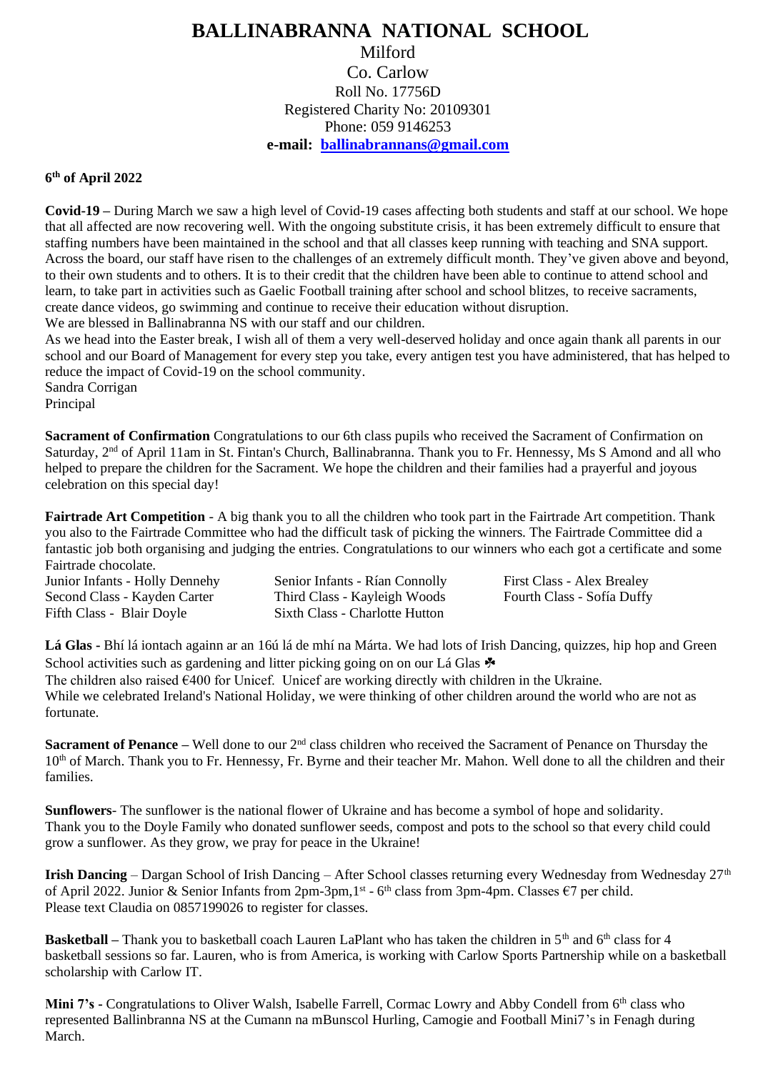# BALLINABRANNA NATIONAL SCHOOL

Milford
Co. Carlow
Roll No. 17756D
Registered Charity No: 20109301
Phone: 059 9146253
**e-mail: ballinabrannans@gmail.com**

**6th of April 2022**

**Covid-19 –** During March we saw a high level of Covid-19 cases affecting both students and staff at our school. We hope that all affected are now recovering well. With the ongoing substitute crisis, it has been extremely difficult to ensure that staffing numbers have been maintained in the school and that all classes keep running with teaching and SNA support. Across the board, our staff have risen to the challenges of an extremely difficult month. They've given above and beyond, to their own students and to others. It is to their credit that the children have been able to continue to attend school and learn, to take part in activities such as Gaelic Football training after school and school blitzes, to receive sacraments, create dance videos, go swimming and continue to receive their education without disruption.
We are blessed in Ballinabranna NS with our staff and our children.
As we head into the Easter break, I wish all of them a very well-deserved holiday and once again thank all parents in our school and our Board of Management for every step you take, every antigen test you have administered, that has helped to reduce the impact of Covid-19 on the school community.
Sandra Corrigan
Principal

**Sacrament of Confirmation** Congratulations to our 6th class pupils who received the Sacrament of Confirmation on Saturday, 2nd of April 11am in St. Fintan's Church, Ballinabranna. Thank you to Fr. Hennessy, Ms S Amond and all who helped to prepare the children for the Sacrament. We hope the children and their families had a prayerful and joyous celebration on this special day!

**Fairtrade Art Competition** - A big thank you to all the children who took part in the Fairtrade Art competition. Thank you also to the Fairtrade Committee who had the difficult task of picking the winners. The Fairtrade Committee did a fantastic job both organising and judging the entries. Congratulations to our winners who each got a certificate and some Fairtrade chocolate.

- Junior Infants - Holly Dennehy
- Senior Infants - Rían Connolly
- First Class - Alex Brealey
- Second Class - Kayden Carter
- Third Class - Kayleigh Woods
- Fourth Class - Sofía Duffy
- Fifth Class - Blair Doyle
- Sixth Class - Charlotte Hutton

**Lá Glas -** Bhí lá iontach againn ar an 16ú lá de mhí na Márta. We had lots of Irish Dancing, quizzes, hip hop and Green School activities such as gardening and litter picking going on on our Lá Glas ☘
The children also raised €400 for Unicef. Unicef are working directly with children in the Ukraine.
While we celebrated Ireland's National Holiday, we were thinking of other children around the world who are not as fortunate.

**Sacrament of Penance –** Well done to our 2nd class children who received the Sacrament of Penance on Thursday the 10th of March. Thank you to Fr. Hennessy, Fr. Byrne and their teacher Mr. Mahon. Well done to all the children and their families.

**Sunflowers**- The sunflower is the national flower of Ukraine and has become a symbol of hope and solidarity.
Thank you to the Doyle Family who donated sunflower seeds, compost and pots to the school so that every child could grow a sunflower. As they grow, we pray for peace in the Ukraine!

**Irish Dancing** – Dargan School of Irish Dancing – After School classes returning every Wednesday from Wednesday 27th of April 2022. Junior & Senior Infants from 2pm-3pm, 1st - 6th class from 3pm-4pm. Classes €7 per child.
Please text Claudia on 0857199026 to register for classes.

**Basketball –** Thank you to basketball coach Lauren LaPlant who has taken the children in 5th and 6th class for 4 basketball sessions so far. Lauren, who is from America, is working with Carlow Sports Partnership while on a basketball scholarship with Carlow IT.

**Mini 7's -** Congratulations to Oliver Walsh, Isabelle Farrell, Cormac Lowry and Abby Condell from 6th class who represented Ballinbranna NS at the Cumann na mBunscol Hurling, Camogie and Football Mini7's in Fenagh during March.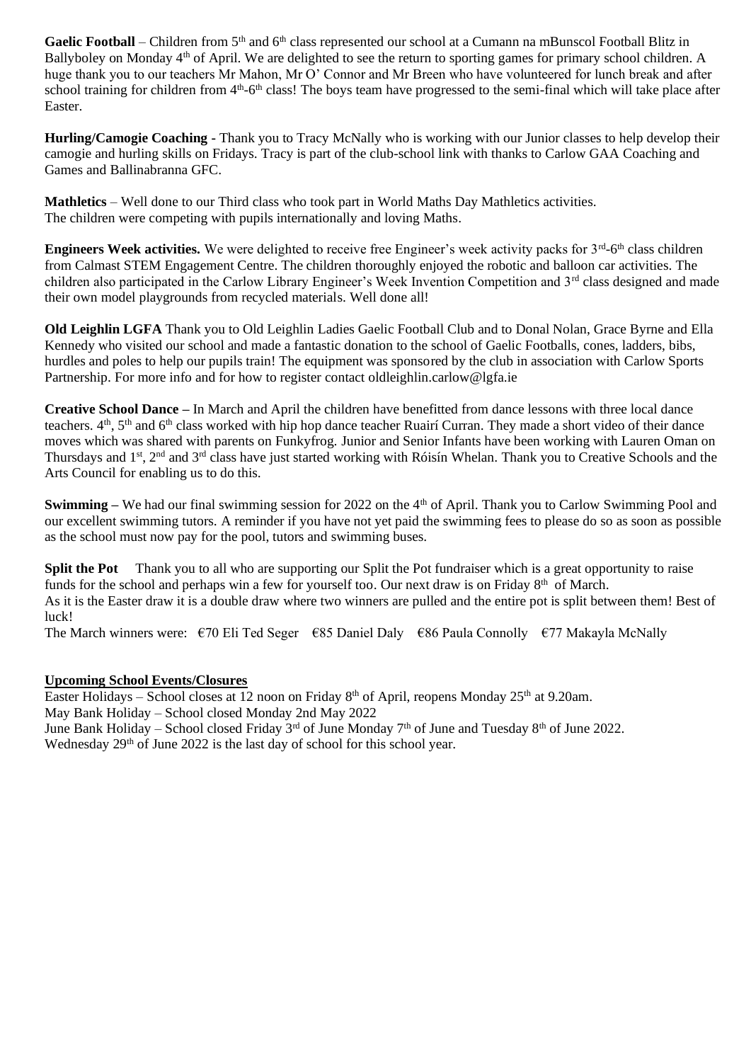**Gaelic Football** – Children from 5th and 6th class represented our school at a Cumann na mBunscol Football Blitz in Ballyboley on Monday 4th of April. We are delighted to see the return to sporting games for primary school children. A huge thank you to our teachers Mr Mahon, Mr O' Connor and Mr Breen who have volunteered for lunch break and after school training for children from 4th-6th class! The boys team have progressed to the semi-final which will take place after Easter.

**Hurling/Camogie Coaching -** Thank you to Tracy McNally who is working with our Junior classes to help develop their camogie and hurling skills on Fridays. Tracy is part of the club-school link with thanks to Carlow GAA Coaching and Games and Ballinabranna GFC.

**Mathletics** – Well done to our Third class who took part in World Maths Day Mathletics activities.
The children were competing with pupils internationally and loving Maths.

**Engineers Week activities.** We were delighted to receive free Engineer's week activity packs for 3rd-6th class children from Calmast STEM Engagement Centre. The children thoroughly enjoyed the robotic and balloon car activities. The children also participated in the Carlow Library Engineer's Week Invention Competition and 3rd class designed and made their own model playgrounds from recycled materials. Well done all!

**Old Leighlin LGFA** Thank you to Old Leighlin Ladies Gaelic Football Club and to Donal Nolan, Grace Byrne and Ella Kennedy who visited our school and made a fantastic donation to the school of Gaelic Footballs, cones, ladders, bibs, hurdles and poles to help our pupils train! The equipment was sponsored by the club in association with Carlow Sports Partnership. For more info and for how to register contact oldleighlin.carlow@lgfa.ie

**Creative School Dance –** In March and April the children have benefitted from dance lessons with three local dance teachers. 4th, 5th and 6th class worked with hip hop dance teacher Ruairí Curran. They made a short video of their dance moves which was shared with parents on Funkyfrog. Junior and Senior Infants have been working with Lauren Oman on Thursdays and 1st, 2nd and 3rd class have just started working with Róisín Whelan. Thank you to Creative Schools and the Arts Council for enabling us to do this.

**Swimming –** We had our final swimming session for 2022 on the 4th of April. Thank you to Carlow Swimming Pool and our excellent swimming tutors. A reminder if you have not yet paid the swimming fees to please do so as soon as possible as the school must now pay for the pool, tutors and swimming buses.

**Split the Pot** Thank you to all who are supporting our Split the Pot fundraiser which is a great opportunity to raise funds for the school and perhaps win a few for yourself too. Our next draw is on Friday 8th of March.
As it is the Easter draw it is a double draw where two winners are pulled and the entire pot is split between them! Best of luck!
The March winners were: €70 Eli Ted Seger €85 Daniel Daly €86 Paula Connolly €77 Makayla McNally

**Upcoming School Events/Closures**

Easter Holidays – School closes at 12 noon on Friday 8th of April, reopens Monday 25th at 9.20am.
May Bank Holiday – School closed Monday 2nd May 2022
June Bank Holiday – School closed Friday 3rd of June Monday 7th of June and Tuesday 8th of June 2022.
Wednesday 29th of June 2022 is the last day of school for this school year.